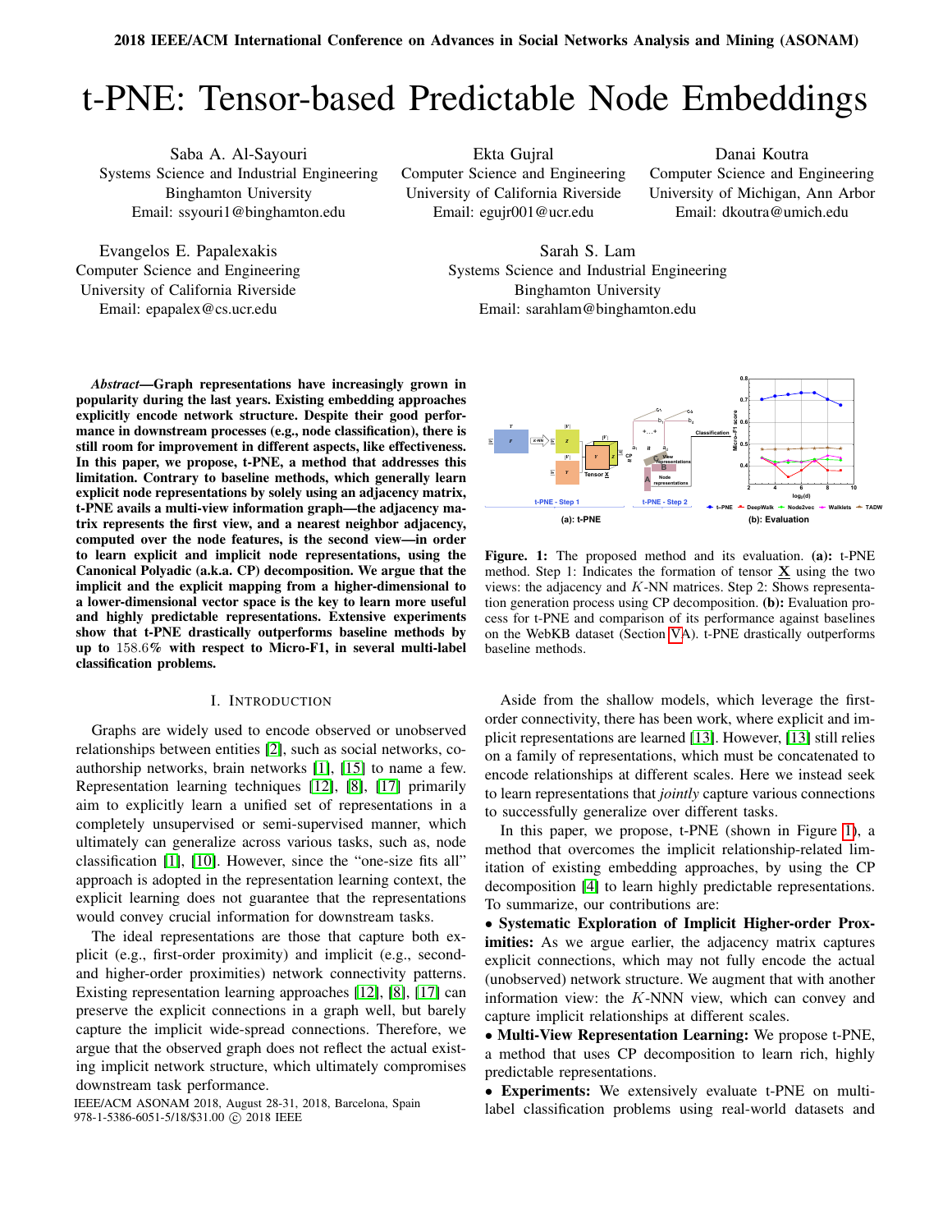2018 IEEE/ACM International Conference on Advances in Social Networks Analysis and Mining (ASONAM)

# t-PNE: Tensor-based Predictable Node Embeddings

Saba A. Al-Sayouri
Systems Science and Industrial Engineering
Binghamton University
Email: ssyouri1@binghamton.edu

Ekta Gujral
Computer Science and Engineering
University of California Riverside
Email: egujr001@ucr.edu

Danai Koutra
Computer Science and Engineering
University of Michigan, Ann Arbor
Email: dkoutra@umich.edu

Evangelos E. Papalexakis
Computer Science and Engineering
University of California Riverside
Email: epapalex@cs.ucr.edu

Sarah S. Lam
Systems Science and Industrial Engineering
Binghamton University
Email: sarahlam@binghamton.edu

***Abstract*—Graph representations have increasingly grown in popularity during the last years. Existing embedding approaches explicitly encode network structure. Despite their good performance in downstream processes (e.g., node classification), there is still room for improvement in different aspects, like effectiveness. In this paper, we propose, t-PNE, a method that addresses this limitation. Contrary to baseline methods, which generally learn explicit node representations by solely using an adjacency matrix, t-PNE avails a multi-view information graph—the adjacency matrix represents the first view, and a nearest neighbor adjacency, computed over the node features, is the second view—in order to learn explicit and implicit node representations, using the Canonical Polyadic (a.k.a. CP) decomposition. We argue that the implicit and the explicit mapping from a higher-dimensional to a lower-dimensional vector space is the key to learn more useful and highly predictable representations. Extensive experiments show that t-PNE drastically outperforms baseline methods by up to 158.6% with respect to Micro-F1, in several multi-label classification problems.**

Figure. 1: The proposed method and its evaluation. **(a):** t-PNE method. Step 1: Indicates the formation of tensor $\underline{\mathbf{X}}$ using the two views: the adjacency and $K$-NN matrices. Step 2: Shows representation generation process using CP decomposition. **(b):** Evaluation process for t-PNE and comparison of its performance against baselines on the WebKB dataset (Section V-A). t-PNE drastically outperforms baseline methods.

## I. Introduction

Graphs are widely used to encode observed or unobserved relationships between entities [2], such as social networks, coauthorship networks, brain networks [1], [15] to name a few. Representation learning techniques [12], [8], [17] primarily aim to explicitly learn a unified set of representations in a completely unsupervised or semi-supervised manner, which ultimately can generalize across various tasks, such as, node classification [1], [10]. However, since the "one-size fits all" approach is adopted in the representation learning context, the explicit learning does not guarantee that the representations would convey crucial information for downstream tasks.

The ideal representations are those that capture both explicit (e.g., first-order proximity) and implicit (e.g., second- and higher-order proximities) network connectivity patterns. Existing representation learning approaches [12], [8], [17] can preserve the explicit connections in a graph well, but barely capture the implicit wide-spread connections. Therefore, we argue that the observed graph does not reflect the actual existing implicit network structure, which ultimately compromises downstream task performance.

Aside from the shallow models, which leverage the first-order connectivity, there has been work, where explicit and implicit representations are learned [13]. However, [13] still relies on a family of representations, which must be concatenated to encode relationships at different scales. Here we instead seek to learn representations that *jointly* capture various connections to successfully generalize over different tasks.

In this paper, we propose, t-PNE (shown in Figure 1), a method that overcomes the implicit relationship-related limitation of existing embedding approaches, by using the CP decomposition [4] to learn highly predictable representations. To summarize, our contributions are:

- **Systematic Exploration of Implicit Higher-order Proximities:** As we argue earlier, the adjacency matrix captures explicit connections, which may not fully encode the actual (unobserved) network structure. We augment that with another information view: the $K$-NNN view, which can convey and capture implicit relationships at different scales.
- **Multi-View Representation Learning:** We propose t-PNE, a method that uses CP decomposition to learn rich, highly predictable representations.
- **Experiments:** We extensively evaluate t-PNE on multi-label classification problems using real-world datasets and

IEEE/ACM ASONAM 2018, August 28-31, 2018, Barcelona, Spain
978-1-5386-6051-5/18/$31.00 © 2018 IEEE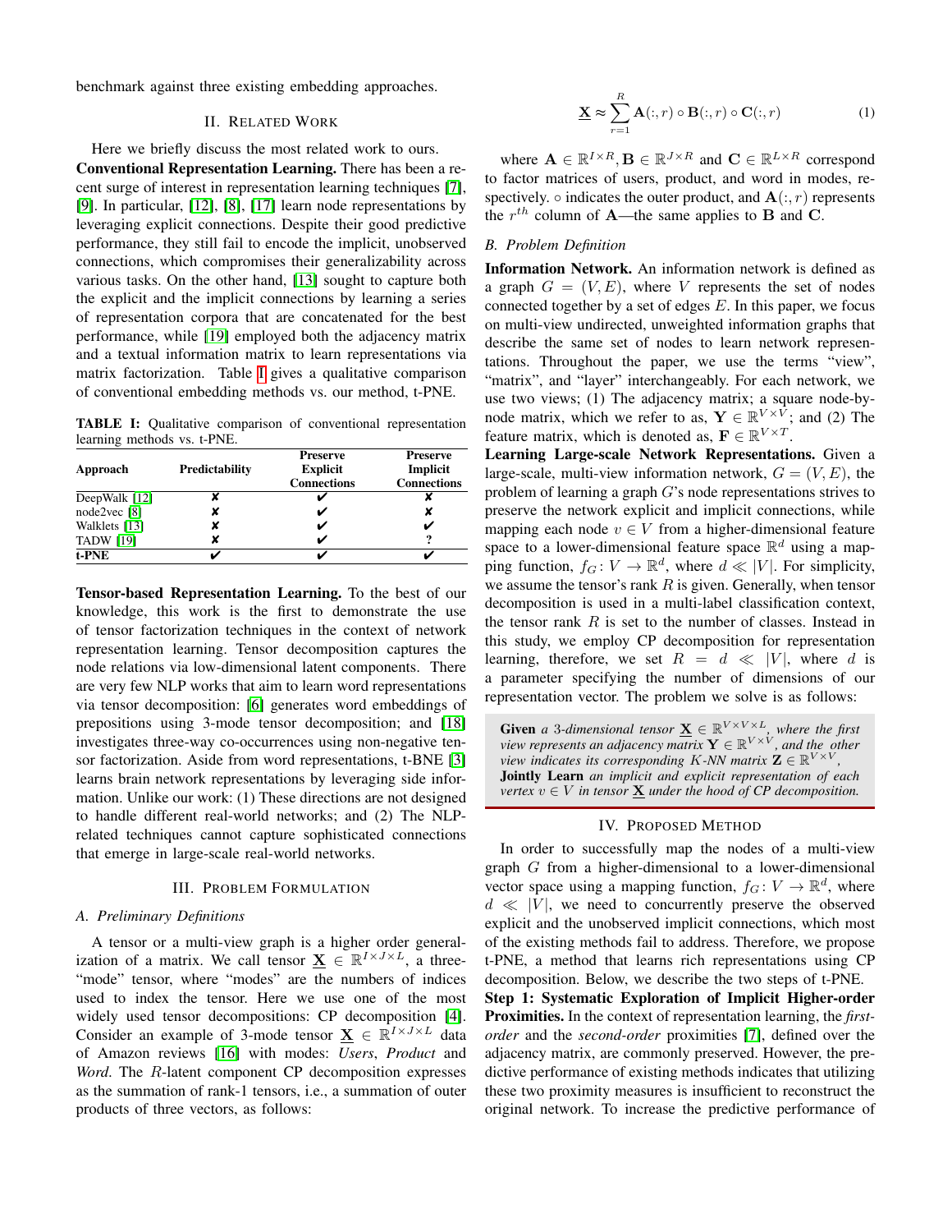benchmark against three existing embedding approaches.

## II. Related Work

Here we briefly discuss the most related work to ours.

**Conventional Representation Learning.** There has been a recent surge of interest in representation learning techniques [7], [9]. In particular, [12], [8], [17] learn node representations by leveraging explicit connections. Despite their good predictive performance, they still fail to encode the implicit, unobserved connections, which compromises their generalizability across various tasks. On the other hand, [13] sought to capture both the explicit and the implicit connections by learning a series of representation corpora that are concatenated for the best performance, while [19] employed both the adjacency matrix and a textual information matrix to learn representations via matrix factorization. Table I gives a qualitative comparison of conventional embedding methods vs. our method, t-PNE.

**TABLE I:** Qualitative comparison of conventional representation learning methods vs. t-PNE.

| Approach | Predictability | Preserve Explicit Connections | Preserve Implicit Connections |
|---|---|---|---|
| DeepWalk [12] | ✘ | ✔ | ✘ |
| node2vec [8] | ✘ | ✔ | ✘ |
| Walklets [13] | ✘ | ✔ | ✔ |
| TADW [19] | ✘ | ✔ | ? |
| **t-PNE** | ✔ | ✔ | ✔ |

**Tensor-based Representation Learning.** To the best of our knowledge, this work is the first to demonstrate the use of tensor factorization techniques in the context of network representation learning. Tensor decomposition captures the node relations via low-dimensional latent components. There are very few NLP works that aim to learn word representations via tensor decomposition: [6] generates word embeddings of prepositions using 3-mode tensor decomposition; and [18] investigates three-way co-occurrences using non-negative tensor factorization. Aside from word representations, t-BNE [3] learns brain network representations by leveraging side information. Unlike our work: (1) These directions are not designed to handle different real-world networks; and (2) The NLP-related techniques cannot capture sophisticated connections that emerge in large-scale real-world networks.

## III. Problem Formulation

### A. Preliminary Definitions

A tensor or a multi-view graph is a higher order generalization of a matrix. We call tensor $\underline{\mathbf{X}} \in \mathbb{R}^{I \times J \times L}$, a three-"mode" tensor, where "modes" are the numbers of indices used to index the tensor. Here we use one of the most widely used tensor decompositions: CP decomposition [4]. Consider an example of 3-mode tensor $\underline{\mathbf{X}} \in \mathbb{R}^{I \times J \times L}$ data of Amazon reviews [16] with modes: *Users*, *Product* and *Word*. The $R$-latent component CP decomposition expresses as the summation of rank-1 tensors, i.e., a summation of outer products of three vectors, as follows:

$$\underline{\mathbf{X}} \approx \sum_{r=1}^{R} \mathbf{A}(:,r) \circ \mathbf{B}(:,r) \circ \mathbf{C}(:,r) \quad (1)$$

where $\mathbf{A} \in \mathbb{R}^{I \times R}, \mathbf{B} \in \mathbb{R}^{J \times R}$ and $\mathbf{C} \in \mathbb{R}^{L \times R}$ correspond to factor matrices of users, product, and word in modes, respectively. $\circ$ indicates the outer product, and $\mathbf{A}(:,r)$ represents the $r^{th}$ column of $\mathbf{A}$—the same applies to $\mathbf{B}$ and $\mathbf{C}$.

### B. Problem Definition

**Information Network.** An information network is defined as a graph $G = (V, E)$, where $V$ represents the set of nodes connected together by a set of edges $E$. In this paper, we focus on multi-view undirected, unweighted information graphs that describe the same set of nodes to learn network representations. Throughout the paper, we use the terms "view", "matrix", and "layer" interchangeably. For each network, we use two views; (1) The adjacency matrix; a square node-by-node matrix, which we refer to as, $\mathbf{Y} \in \mathbb{R}^{V \times V}$; and (2) The feature matrix, which is denoted as, $\mathbf{F} \in \mathbb{R}^{V \times T}$.

**Learning Large-scale Network Representations.** Given a large-scale, multi-view information network, $G = (V, E)$, the problem of learning a graph $G$'s node representations strives to preserve the network explicit and implicit connections, while mapping each node $v \in V$ from a higher-dimensional feature space to a lower-dimensional feature space $\mathbb{R}^d$ using a mapping function, $f_G \colon V \to \mathbb{R}^d$, where $d \ll |V|$. For simplicity, we assume the tensor's rank $R$ is given. Generally, when tensor decomposition is used in a multi-label classification context, the tensor rank $R$ is set to the number of classes. Instead in this study, we employ CP decomposition for representation learning, therefore, we set $R = d \ll |V|$, where $d$ is a parameter specifying the number of dimensions of our representation vector. The problem we solve is as follows:

> **Given** *a 3-dimensional tensor* $\underline{\mathbf{X}} \in \mathbb{R}^{V \times V \times L}$*, where the first view represents an adjacency matrix* $\mathbf{Y} \in \mathbb{R}^{V \times V}$*, and the other view indicates its corresponding $K$-NN matrix* $\mathbf{Z} \in \mathbb{R}^{V \times V}$*,*
> **Jointly Learn** *an implicit and explicit representation of each vertex* $v \in V$ *in tensor* $\underline{\mathbf{X}}$ *under the hood of CP decomposition.*

## IV. Proposed Method

In order to successfully map the nodes of a multi-view graph $G$ from a higher-dimensional to a lower-dimensional vector space using a mapping function, $f_G \colon V \to \mathbb{R}^d$, where $d \ll |V|$, we need to concurrently preserve the observed explicit and the unobserved implicit connections, which most of the existing methods fail to address. Therefore, we propose t-PNE, a method that learns rich representations using CP decomposition. Below, we describe the two steps of t-PNE.

**Step 1: Systematic Exploration of Implicit Higher-order Proximities.** In the context of representation learning, the *first-order* and the *second-order* proximities [7], defined over the adjacency matrix, are commonly preserved. However, the predictive performance of existing methods indicates that utilizing these two proximity measures is insufficient to reconstruct the original network. To increase the predictive performance of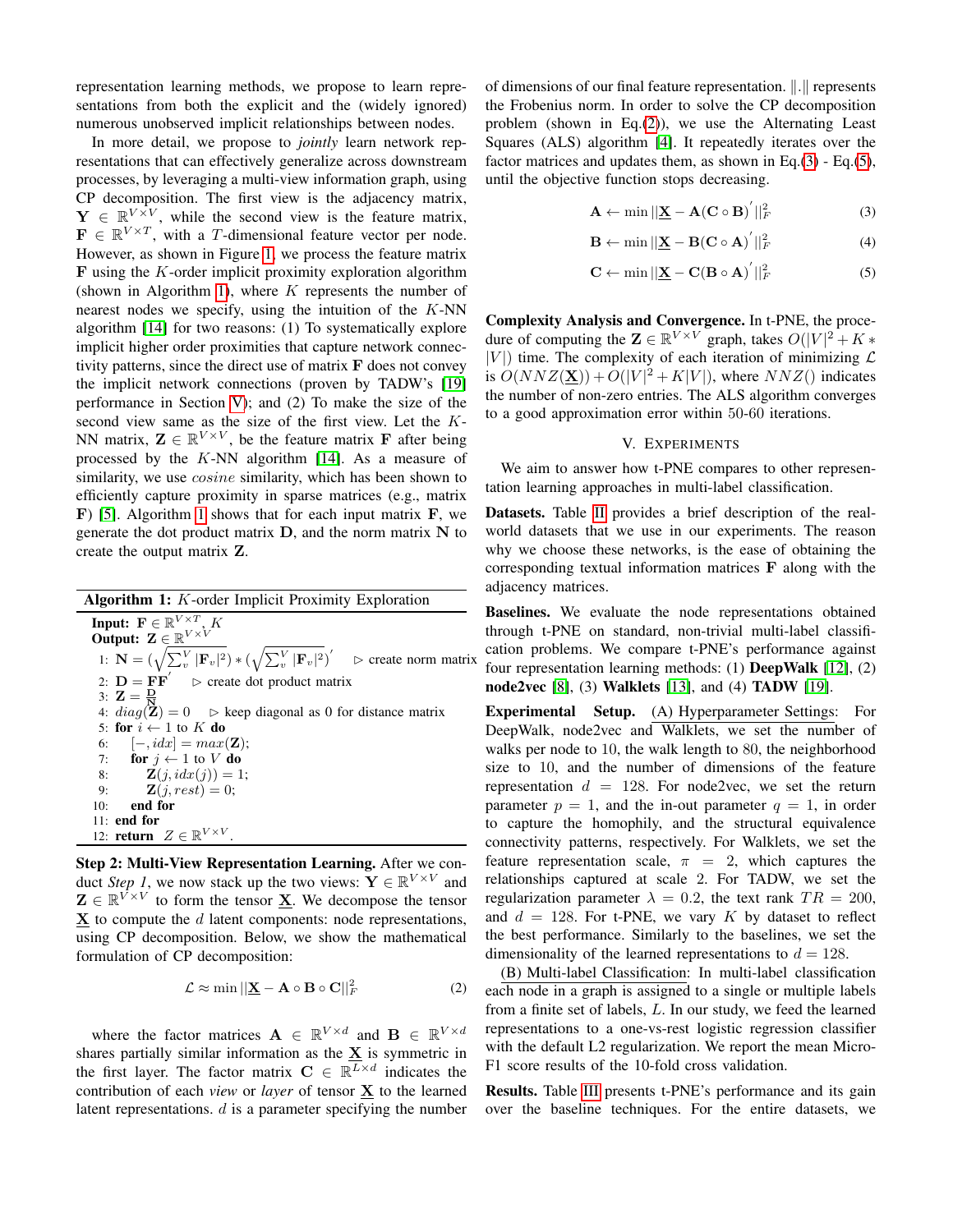representation learning methods, we propose to learn representations from both the explicit and the (widely ignored) numerous unobserved implicit relationships between nodes.

In more detail, we propose to *jointly* learn network representations that can effectively generalize across downstream processes, by leveraging a multi-view information graph, using CP decomposition. The first view is the adjacency matrix, $\mathbf{Y} \in \mathbb{R}^{V \times V}$, while the second view is the feature matrix, $\mathbf{F} \in \mathbb{R}^{V \times T}$, with a $T$-dimensional feature vector per node. However, as shown in Figure 1, we process the feature matrix $\mathbf{F}$ using the $K$-order implicit proximity exploration algorithm (shown in Algorithm 1), where $K$ represents the number of nearest nodes we specify, using the intuition of the $K$-NN algorithm [14] for two reasons: (1) To systematically explore implicit higher order proximities that capture network connectivity patterns, since the direct use of matrix $\mathbf{F}$ does not convey the implicit network connections (proven by TADW's [19] performance in Section V); and (2) To make the size of the second view same as the size of the first view. Let the $K$-NN matrix, $\mathbf{Z} \in \mathbb{R}^{V \times V}$, be the feature matrix $\mathbf{F}$ after being processed by the $K$-NN algorithm [14]. As a measure of similarity, we use *cosine* similarity, which has been shown to efficiently capture proximity in sparse matrices (e.g., matrix $\mathbf{F}$) [5]. Algorithm 1 shows that for each input matrix $\mathbf{F}$, we generate the dot product matrix $\mathbf{D}$, and the norm matrix $\mathbf{N}$ to create the output matrix $\mathbf{Z}$.

**Algorithm 1:** $K$-order Implicit Proximity Exploration

**Input:** $\mathbf{F} \in \mathbb{R}^{V \times T}$, $K$
**Output:** $\mathbf{Z} \in \mathbb{R}^{V \times V}$

```
1: N = (sqrt(Σ_v^V |F_v|^2)) * (sqrt(Σ_v^V |F_v|^2))'   ▷ create norm matrix
2: D = FF'   ▷ create dot product matrix
3: Z = D/N
4: diag(Z) = 0   ▷ keep diagonal as 0 for distance matrix
5: for i ← 1 to K do
6:     [−, idx] = max(Z);
7:     for j ← 1 to V do
8:         Z(j, idx(j)) = 1;
9:         Z(j, rest) = 0;
10:    end for
11: end for
12: return Z ∈ R^{V×V}.
```

**Step 2: Multi-View Representation Learning.** After we conduct *Step 1*, we now stack up the two views: $\mathbf{Y} \in \mathbb{R}^{V \times V}$ and $\mathbf{Z} \in \mathbb{R}^{V \times V}$ to form the tensor $\underline{\mathbf{X}}$. We decompose the tensor $\underline{\mathbf{X}}$ to compute the $d$ latent components: node representations, using CP decomposition. Below, we show the mathematical formulation of CP decomposition:

$$\mathcal{L} \approx \min ||\underline{\mathbf{X}} - \mathbf{A} \circ \mathbf{B} \circ \mathbf{C}||_F^2 \tag{2}$$

where the factor matrices $\mathbf{A} \in \mathbb{R}^{V \times d}$ and $\mathbf{B} \in \mathbb{R}^{V \times d}$ shares partially similar information as the $\underline{\mathbf{X}}$ is symmetric in the first layer. The factor matrix $\mathbf{C} \in \mathbb{R}^{L \times d}$ indicates the contribution of each *view* or *layer* of tensor $\underline{\mathbf{X}}$ to the learned latent representations. $d$ is a parameter specifying the number of dimensions of our final feature representation. $\|.\|$ represents the Frobenius norm. In order to solve the CP decomposition problem (shown in Eq.(2)), we use the Alternating Least Squares (ALS) algorithm [4]. It repeatedly iterates over the factor matrices and updates them, as shown in Eq.(3) - Eq.(5), until the objective function stops decreasing.

$$\mathbf{A} \leftarrow \min ||\underline{\mathbf{X}} - \mathbf{A}(\mathbf{C} \circ \mathbf{B})^{'}||_F^2 \tag{3}$$

$$\mathbf{B} \leftarrow \min ||\underline{\mathbf{X}} - \mathbf{B}(\mathbf{C} \circ \mathbf{A})^{'}||_F^2 \tag{4}$$

$$\mathbf{C} \leftarrow \min ||\underline{\mathbf{X}} - \mathbf{C}(\mathbf{B} \circ \mathbf{A})^{'}||_F^2 \tag{5}$$

**Complexity Analysis and Convergence.** In t-PNE, the procedure of computing the $\mathbf{Z} \in \mathbb{R}^{V \times V}$ graph, takes $O(|V|^2 + K * |V|)$ time. The complexity of each iteration of minimizing $\mathcal{L}$ is $O(NNZ(\underline{\mathbf{X}})) + O(|V|^2 + K|V|)$, where $NNZ()$ indicates the number of non-zero entries. The ALS algorithm converges to a good approximation error within 50-60 iterations.

## V. Experiments

We aim to answer how t-PNE compares to other representation learning approaches in multi-label classification.

**Datasets.** Table II provides a brief description of the real-world datasets that we use in our experiments. The reason why we choose these networks, is the ease of obtaining the corresponding textual information matrices $\mathbf{F}$ along with the adjacency matrices.

**Baselines.** We evaluate the node representations obtained through t-PNE on standard, non-trivial multi-label classification problems. We compare t-PNE's performance against four representation learning methods: (1) **DeepWalk** [12], (2) **node2vec** [8], (3) **Walklets** [13], and (4) **TADW** [19].

**Experimental Setup.** (A) Hyperparameter Settings: For DeepWalk, node2vec and Walklets, we set the number of walks per node to 10, the walk length to 80, the neighborhood size to 10, and the number of dimensions of the feature representation $d = 128$. For node2vec, we set the return parameter $p = 1$, and the in-out parameter $q = 1$, in order to capture the homophily, and the structural equivalence connectivity patterns, respectively. For Walklets, we set the feature representation scale, $\pi = 2$, which captures the relationships captured at scale 2. For TADW, we set the regularization parameter $\lambda = 0.2$, the text rank $TR = 200$, and $d = 128$. For t-PNE, we vary $K$ by dataset to reflect the best performance. Similarly to the baselines, we set the dimensionality of the learned representations to $d = 128$.

(B) Multi-label Classification: In multi-label classification each node in a graph is assigned to a single or multiple labels from a finite set of labels, $L$. In our study, we feed the learned representations to a one-vs-rest logistic regression classifier with the default L2 regularization. We report the mean Micro-F1 score results of the 10-fold cross validation.

**Results.** Table III presents t-PNE's performance and its gain over the baseline techniques. For the entire datasets, we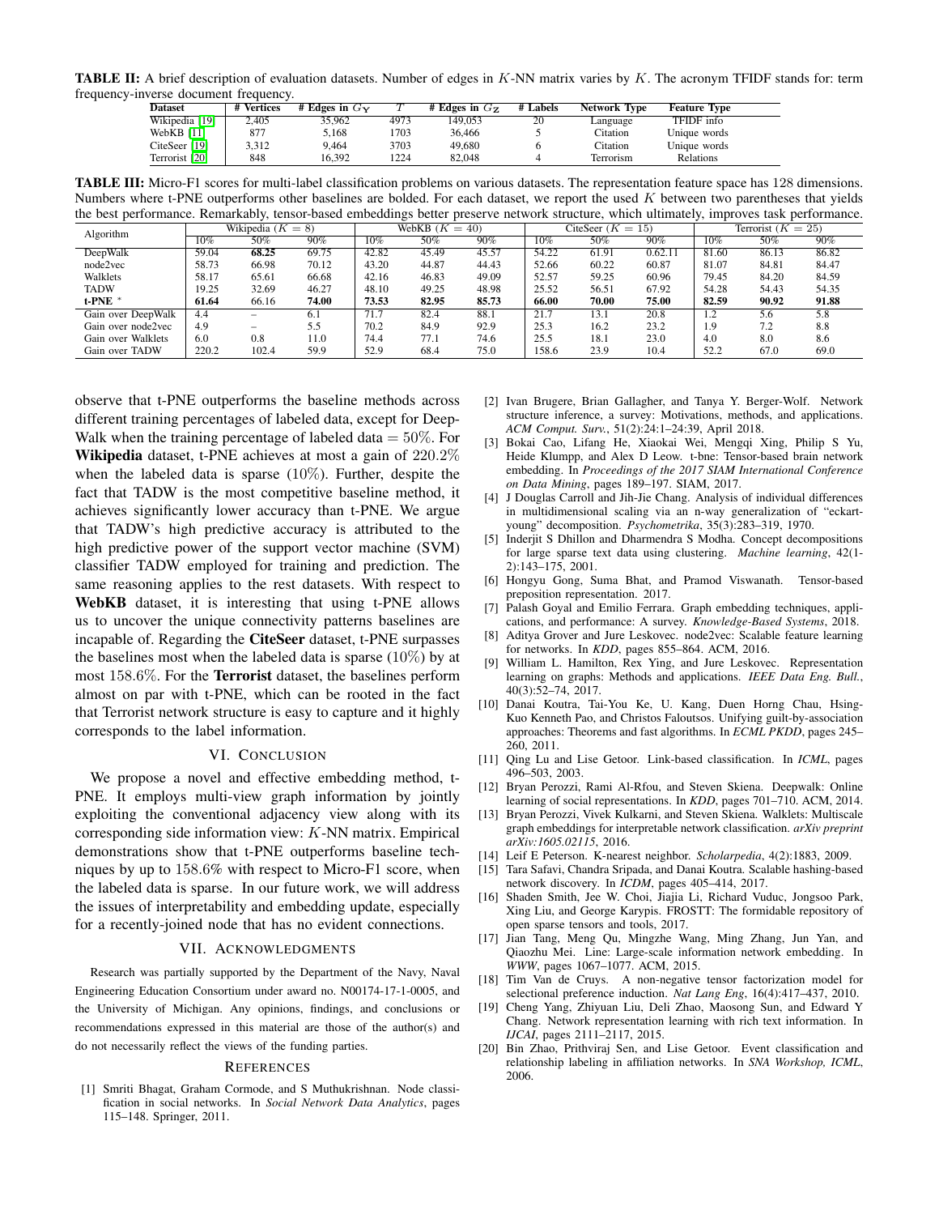**TABLE II:** A brief description of evaluation datasets. Number of edges in $K$-NN matrix varies by $K$. The acronym TFIDF stands for: term frequency-inverse document frequency.

| Dataset | # Vertices | # Edges in $G_{\mathbf{Y}}$ | $T$ | # Edges in $G_{\mathbf{Z}}$ | # Labels | Network Type | Feature Type |
|---|---|---|---|---|---|---|---|
| Wikipedia [19] | 2,405 | 35,962 | 4973 | 149,053 | 20 | Language | TFIDF info |
| WebKB [11] | 877 | 5,168 | 1703 | 36,466 | 5 | Citation | Unique words |
| CiteSeer [19] | 3,312 | 9,464 | 3703 | 49,680 | 6 | Citation | Unique words |
| Terrorist [20] | 848 | 16,392 | 1224 | 82,048 | 4 | Terrorism | Relations |

**TABLE III:** Micro-F1 scores for multi-label classification problems on various datasets. The representation feature space has 128 dimensions. Numbers where t-PNE outperforms other baselines are bolded. For each dataset, we report the used $K$ between two parentheses that yields the best performance. Remarkably, tensor-based embeddings better preserve network structure, which ultimately, improves task performance.

| Algorithm | Wikipedia ($K=8$) | | | WebKB ($K=40$) | | | CiteSeer ($K=15$) | | | Terrorist ($K=25$) | | |
|---|---|---|---|---|---|---|---|---|---|---|---|---|
| | 10% | 50% | 90% | 10% | 50% | 90% | 10% | 50% | 90% | 10% | 50% | 90% |
| DeepWalk | 59.04 | **68.25** | 69.75 | 42.82 | 45.49 | 45.57 | 54.22 | 61.91 | 0.62.11 | 81.60 | 86.13 | 86.82 |
| node2vec | 58.73 | 66.98 | 70.12 | 43.20 | 44.87 | 44.43 | 52.66 | 60.22 | 60.87 | 81.07 | 84.81 | 84.47 |
| Walklets | 58.17 | 65.61 | 66.68 | 42.16 | 46.83 | 49.09 | 52.57 | 59.25 | 60.96 | 79.45 | 84.20 | 84.59 |
| TADW | 19.25 | 32.69 | 46.27 | 48.10 | 49.25 | 48.98 | 25.52 | 56.51 | 67.92 | 54.28 | 54.43 | 54.35 |
| **t-PNE** * | **61.64** | 66.16 | **74.00** | **73.53** | **82.95** | **85.73** | **66.00** | **70.00** | **75.00** | **82.59** | **90.92** | **91.88** |
| Gain over DeepWalk | 4.4 | – | 6.1 | 71.7 | 82.4 | 88.1 | 21.7 | 13.1 | 20.8 | 1.2 | 5.6 | 5.8 |
| Gain over node2vec | 4.9 | – | 5.5 | 70.2 | 84.9 | 92.9 | 25.3 | 16.2 | 23.2 | 1.9 | 7.2 | 8.8 |
| Gain over Walklets | 6.0 | 0.8 | 11.0 | 74.4 | 77.1 | 74.6 | 25.5 | 18.1 | 23.0 | 4.0 | 8.0 | 8.6 |
| Gain over TADW | 220.2 | 102.4 | 59.9 | 52.9 | 68.4 | 75.0 | 158.6 | 23.9 | 10.4 | 52.2 | 67.0 | 69.0 |

observe that t-PNE outperforms the baseline methods across different training percentages of labeled data, except for DeepWalk when the training percentage of labeled data $= 50\%$. For **Wikipedia** dataset, t-PNE achieves at most a gain of $220.2\%$ when the labeled data is sparse ($10\%$). Further, despite the fact that TADW is the most competitive baseline method, it achieves significantly lower accuracy than t-PNE. We argue that TADW's high predictive accuracy is attributed to the high predictive power of the support vector machine (SVM) classifier TADW employed for training and prediction. The same reasoning applies to the rest datasets. With respect to **WebKB** dataset, it is interesting that using t-PNE allows us to uncover the unique connectivity patterns baselines are incapable of. Regarding the **CiteSeer** dataset, t-PNE surpasses the baselines most when the labeled data is sparse ($10\%$) by at most $158.6\%$. For the **Terrorist** dataset, the baselines perform almost on par with t-PNE, which can be rooted in the fact that Terrorist network structure is easy to capture and it highly corresponds to the label information.

## VI. Conclusion

We propose a novel and effective embedding method, t-PNE. It employs multi-view graph information by jointly exploiting the conventional adjacency view along with its corresponding side information view: $K$-NN matrix. Empirical demonstrations show that t-PNE outperforms baseline techniques by up to $158.6\%$ with respect to Micro-F1 score, when the labeled data is sparse. In our future work, we will address the issues of interpretability and embedding update, especially for a recently-joined node that has no evident connections.

## VII. Acknowledgments

Research was partially supported by the Department of the Navy, Naval Engineering Education Consortium under award no. N00174-17-1-0005, and the University of Michigan. Any opinions, findings, and conclusions or recommendations expressed in this material are those of the author(s) and do not necessarily reflect the views of the funding parties.

## References

[1] Smriti Bhagat, Graham Cormode, and S Muthukrishnan. Node classification in social networks. In *Social Network Data Analytics*, pages 115–148. Springer, 2011.

[2] Ivan Brugere, Brian Gallagher, and Tanya Y. Berger-Wolf. Network structure inference, a survey: Motivations, methods, and applications. *ACM Comput. Surv.*, 51(2):24:1–24:39, April 2018.

[3] Bokai Cao, Lifang He, Xiaokai Wei, Mengqi Xing, Philip S Yu, Heide Klumpp, and Alex D Leow. t-bne: Tensor-based brain network embedding. In *Proceedings of the 2017 SIAM International Conference on Data Mining*, pages 189–197. SIAM, 2017.

[4] J Douglas Carroll and Jih-Jie Chang. Analysis of individual differences in multidimensional scaling via an n-way generalization of "eckart-young" decomposition. *Psychometrika*, 35(3):283–319, 1970.

[5] Inderjit S Dhillon and Dharmendra S Modha. Concept decompositions for large sparse text data using clustering. *Machine learning*, 42(1-2):143–175, 2001.

[6] Hongyu Gong, Suma Bhat, and Pramod Viswanath. Tensor-based preposition representation. 2017.

[7] Palash Goyal and Emilio Ferrara. Graph embedding techniques, applications, and performance: A survey. *Knowledge-Based Systems*, 2018.

[8] Aditya Grover and Jure Leskovec. node2vec: Scalable feature learning for networks. In *KDD*, pages 855–864. ACM, 2016.

[9] William L. Hamilton, Rex Ying, and Jure Leskovec. Representation learning on graphs: Methods and applications. *IEEE Data Eng. Bull.*, 40(3):52–74, 2017.

[10] Danai Koutra, Tai-You Ke, U. Kang, Duen Horng Chau, Hsing-Kuo Kenneth Pao, and Christos Faloutsos. Unifying guilt-by-association approaches: Theorems and fast algorithms. In *ECML PKDD*, pages 245–260, 2011.

[11] Qing Lu and Lise Getoor. Link-based classification. In *ICML*, pages 496–503, 2003.

[12] Bryan Perozzi, Rami Al-Rfou, and Steven Skiena. Deepwalk: Online learning of social representations. In *KDD*, pages 701–710. ACM, 2014.

[13] Bryan Perozzi, Vivek Kulkarni, and Steven Skiena. Walklets: Multiscale graph embeddings for interpretable network classification. *arXiv preprint arXiv:1605.02115*, 2016.

[14] Leif E Peterson. K-nearest neighbor. *Scholarpedia*, 4(2):1883, 2009.

[15] Tara Safavi, Chandra Sripada, and Danai Koutra. Scalable hashing-based network discovery. In *ICDM*, pages 405–414, 2017.

[16] Shaden Smith, Jee W. Choi, Jiajia Li, Richard Vuduc, Jongsoo Park, Xing Liu, and George Karypis. FROSTT: The formidable repository of open sparse tensors and tools, 2017.

[17] Jian Tang, Meng Qu, Mingzhe Wang, Ming Zhang, Jun Yan, and Qiaozhu Mei. Line: Large-scale information network embedding. In *WWW*, pages 1067–1077. ACM, 2015.

[18] Tim Van de Cruys. A non-negative tensor factorization model for selectional preference induction. *Nat Lang Eng*, 16(4):417–437, 2010.

[19] Cheng Yang, Zhiyuan Liu, Deli Zhao, Maosong Sun, and Edward Y Chang. Network representation learning with rich text information. In *IJCAI*, pages 2111–2117, 2015.

[20] Bin Zhao, Prithviraj Sen, and Lise Getoor. Event classification and relationship labeling in affiliation networks. In *SNA Workshop, ICML*, 2006.